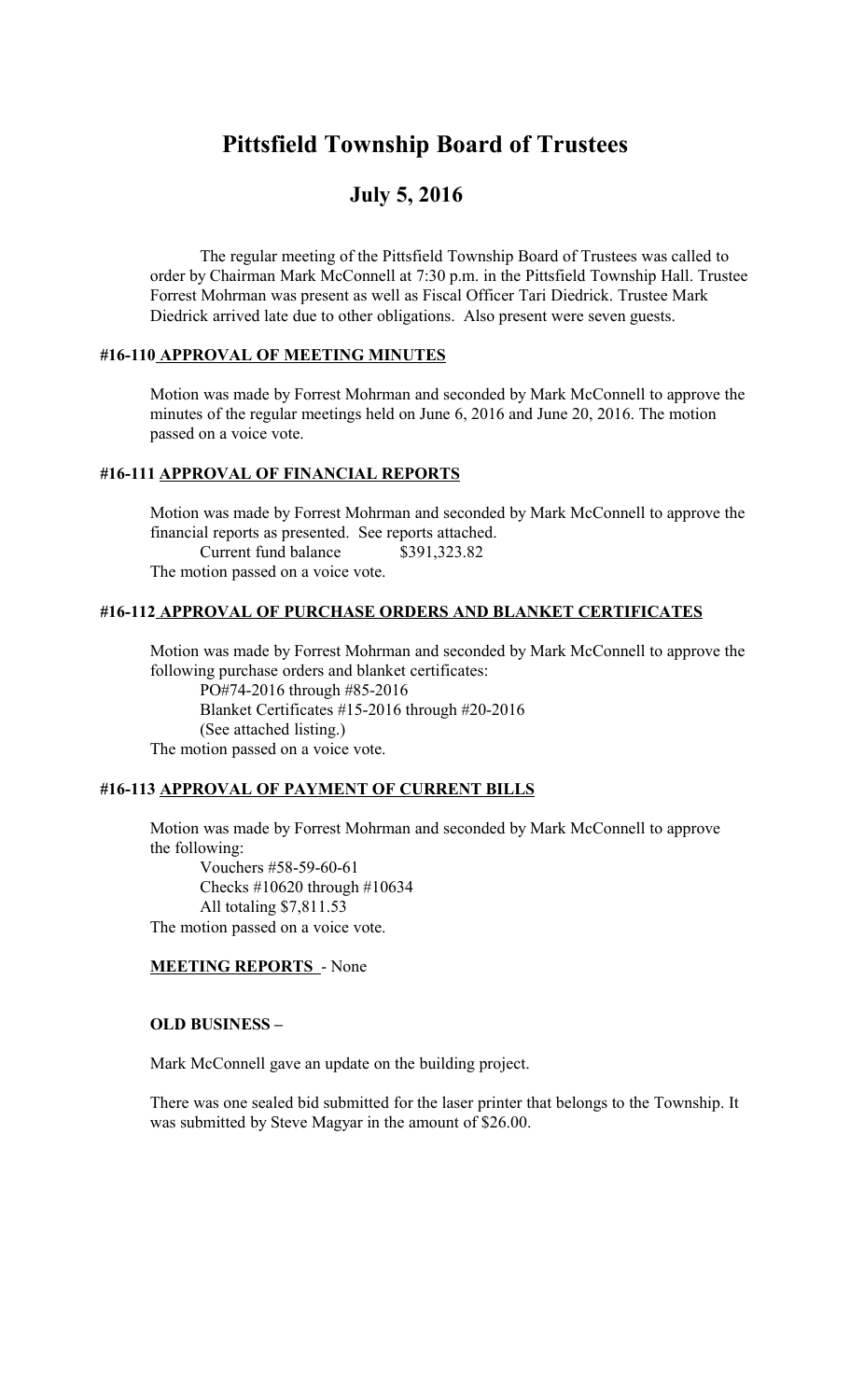# Pittsfield Township Board of Trustees

## July 5, 2016

The regular meeting of the Pittsfield Township Board of Trustees was called to order by Chairman Mark McConnell at 7:30 p.m. in the Pittsfield Township Hall. Trustee Forrest Mohrman was present as well as Fiscal Officer Tari Diedrick. Trustee Mark Diedrick arrived late due to other obligations. Also present were seven guests.

### #16-110 <u>APPROVAL OF MEETING MINUTES</u>

Motion was made by Forrest Mohrman and seconded by Mark McConnell to approve the minutes of the regular meetings held on June 6, 2016 and June 20, 2016. The motion passed on a voice vote.

### #16-111 <u>APPROVAL OF FINANCIAL REPORTS</u>

Motion was made by Forrest Mohrman and seconded by Mark McConnell to approve the financial reports as presented. See reports attached.

Current fund balance $391,323.82

The motion passed on a voice vote.

### #16-112 <u>APPROVAL OF PURCHASE ORDERS AND BLANKET CERTIFICATES</u>

Motion was made by Forrest Mohrman and seconded by Mark McConnell to approve the following purchase orders and blanket certificates:

PO#74-2016 through #85-2016
Blanket Certificates #15-2016 through #20-2016
(See attached listing.)

The motion passed on a voice vote.

### #16-113 <u>APPROVAL OF PAYMENT OF CURRENT BILLS</u>

Motion was made by Forrest Mohrman and seconded by Mark McConnell to approve the following:

Vouchers #58-59-60-61
Checks #10620 through #10634
All totaling $7,811.53

The motion passed on a voice vote.

**<u>MEETING REPORTS</u>** - None

**OLD BUSINESS –**

Mark McConnell gave an update on the building project.

There was one sealed bid submitted for the laser printer that belongs to the Township. It was submitted by Steve Magyar in the amount of $26.00.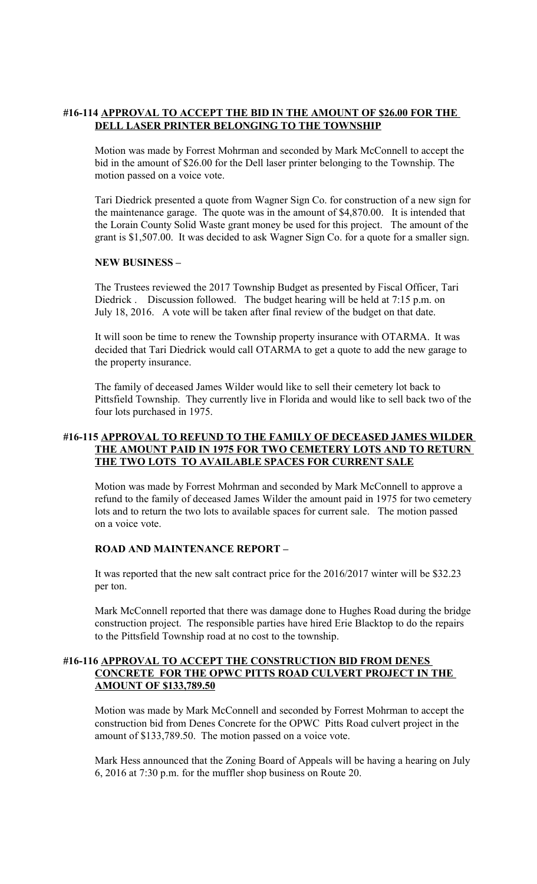## #16-114 <u>APPROVAL TO ACCEPT THE BID IN THE AMOUNT OF $26.00 FOR THE DELL LASER PRINTER BELONGING TO THE TOWNSHIP</u>

Motion was made by Forrest Mohrman and seconded by Mark McConnell to accept the bid in the amount of $26.00 for the Dell laser printer belonging to the Township. The motion passed on a voice vote.

Tari Diedrick presented a quote from Wagner Sign Co. for construction of a new sign for the maintenance garage. The quote was in the amount of $4,870.00. It is intended that the Lorain County Solid Waste grant money be used for this project. The amount of the grant is $1,507.00. It was decided to ask Wagner Sign Co. for a quote for a smaller sign.

**NEW BUSINESS –**

The Trustees reviewed the 2017 Township Budget as presented by Fiscal Officer, Tari Diedrick . Discussion followed. The budget hearing will be held at 7:15 p.m. on July 18, 2016. A vote will be taken after final review of the budget on that date.

It will soon be time to renew the Township property insurance with OTARMA. It was decided that Tari Diedrick would call OTARMA to get a quote to add the new garage to the property insurance.

The family of deceased James Wilder would like to sell their cemetery lot back to Pittsfield Township. They currently live in Florida and would like to sell back two of the four lots purchased in 1975.

## #16-115 <u>APPROVAL TO REFUND TO THE FAMILY OF DECEASED JAMES WILDER THE AMOUNT PAID IN 1975 FOR TWO CEMETERY LOTS AND TO RETURN THE TWO LOTS TO AVAILABLE SPACES FOR CURRENT SALE</u>

Motion was made by Forrest Mohrman and seconded by Mark McConnell to approve a refund to the family of deceased James Wilder the amount paid in 1975 for two cemetery lots and to return the two lots to available spaces for current sale. The motion passed on a voice vote.

**ROAD AND MAINTENANCE REPORT –**

It was reported that the new salt contract price for the 2016/2017 winter will be $32.23 per ton.

Mark McConnell reported that there was damage done to Hughes Road during the bridge construction project. The responsible parties have hired Erie Blacktop to do the repairs to the Pittsfield Township road at no cost to the township.

## #16-116 <u>APPROVAL TO ACCEPT THE CONSTRUCTION BID FROM DENES CONCRETE FOR THE OPWC PITTS ROAD CULVERT PROJECT IN THE AMOUNT OF $133,789.50</u>

Motion was made by Mark McConnell and seconded by Forrest Mohrman to accept the construction bid from Denes Concrete for the OPWC Pitts Road culvert project in the amount of $133,789.50. The motion passed on a voice vote.

Mark Hess announced that the Zoning Board of Appeals will be having a hearing on July 6, 2016 at 7:30 p.m. for the muffler shop business on Route 20.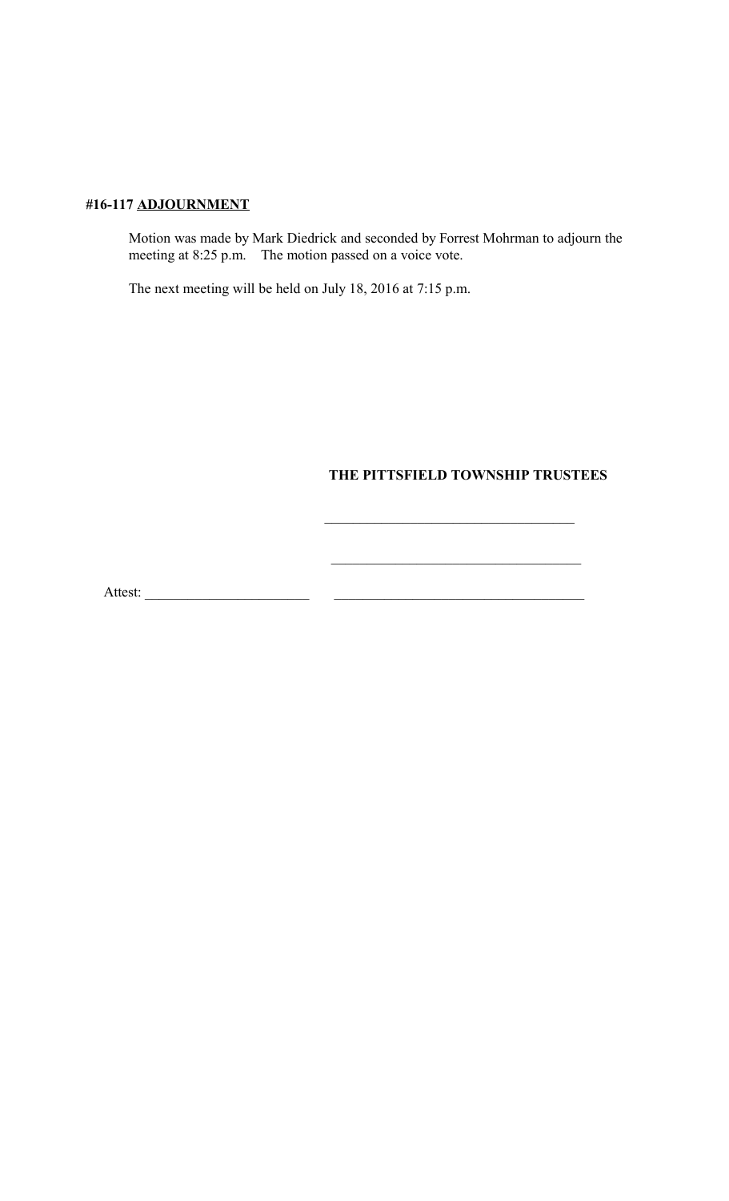**#16-117 ADJOURNMENT**

Motion was made by Mark Diedrick and seconded by Forrest Mohrman to adjourn the meeting at 8:25 p.m. The motion passed on a voice vote.

The next meeting will be held on July 18, 2016 at 7:15 p.m.

**THE PITTSFIELD TOWNSHIP TRUSTEES**

___________________________________

___________________________________

Attest: _______________________ ___________________________________